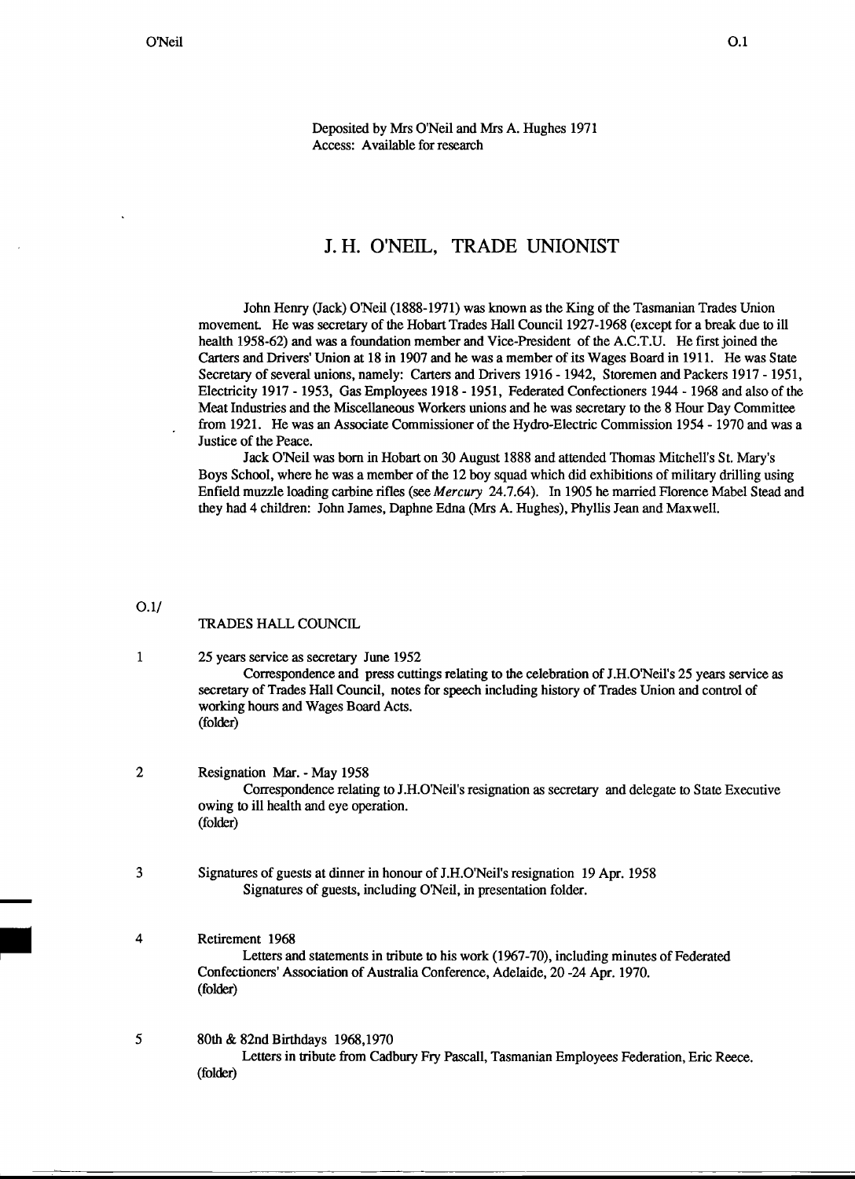Deposited by Mrs O'Neil and Mrs A. Hughes 1971
Access: Available for research

# J. H. O'NEIL, TRADE UNIONIST

John Henry (Jack) O'Neil (1888-1971) was known as the King of the Tasmanian Trades Union movement. He was secretary of the Hobart Trades Hall Council 1927-1968 (except for a break due to ill health 1958-62) and was a foundation member and Vice-President of the A.C.T.U. He first joined the Carters and Drivers' Union at 18 in 1907 and he was a member of its Wages Board in 1911. He was State Secretary of several unions, namely: Carters and Drivers 1916 - 1942, Storemen and Packers 1917 - 1951, Electricity 1917 - 1953, Gas Employees 1918 - 1951, Federated Confectioners 1944 - 1968 and also of the Meat Industries and the Miscellaneous Workers unions and he was secretary to the 8 Hour Day Committee from 1921. He was an Associate Commissioner of the Hydro-Electric Commission 1954 - 1970 and was a Justice of the Peace.

Jack O'Neil was born in Hobart on 30 August 1888 and attended Thomas Mitchell's St. Mary's Boys School, where he was a member of the 12 boy squad which did exhibitions of military drilling using Enfield muzzle loading carbine rifles (see *Mercury* 24.7.64). In 1905 he married Florence Mabel Stead and they had 4 children: John James, Daphne Edna (Mrs A. Hughes), Phyllis Jean and Maxwell.

O.1/

## TRADES HALL COUNCIL

1 25 years service as secretary June 1952

Correspondence and press cuttings relating to the celebration of J.H.O'Neil's 25 years service as secretary of Trades Hall Council, notes for speech including history of Trades Union and control of working hours and Wages Board Acts.
(folder)

2 Resignation Mar. - May 1958

Correspondence relating to J.H.O'Neil's resignation as secretary and delegate to State Executive owing to ill health and eye operation.
(folder)

3 Signatures of guests at dinner in honour of J.H.O'Neil's resignation 19 Apr. 1958

Signatures of guests, including O'Neil, in presentation folder.

4 Retirement 1968

Letters and statements in tribute to his work (1967-70), including minutes of Federated Confectioners' Association of Australia Conference, Adelaide, 20 -24 Apr. 1970.
(folder)

5 80th & 82nd Birthdays 1968,1970

Letters in tribute from Cadbury Fry Pascall, Tasmanian Employees Federation, Eric Reece.
(folder)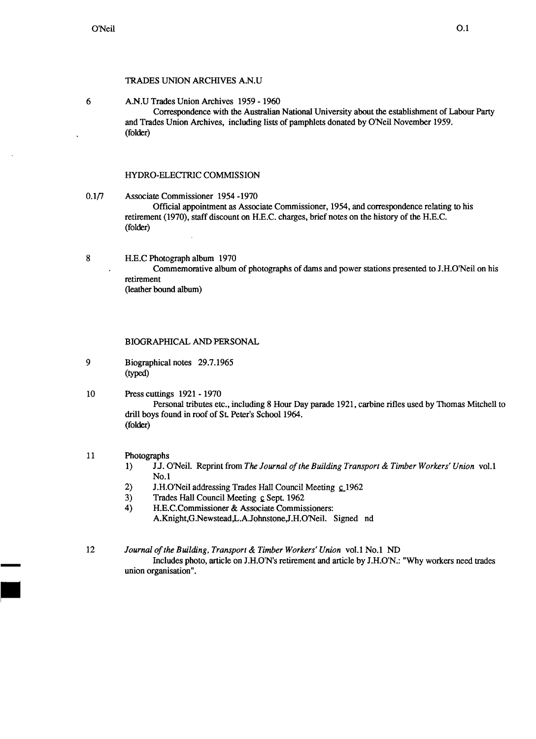## TRADES UNION ARCHIVES A.N.U

6 A.N.U Trades Union Archives 1959 - 1960

Correspondence with the Australian National University about the establishment of Labour Party and Trades Union Archives, including lists of pamphlets donated by O'Neil November 1959.
(folder)

## HYDRO-ELECTRIC COMMISSION

0.1/7 Associate Commissioner 1954 -1970

Official appointment as Associate Commissioner, 1954, and correspondence relating to his retirement (1970), staff discount on H.E.C. charges, brief notes on the history of the H.E.C.
(folder)

8 H.E.C Photograph album 1970

Commemorative album of photographs of dams and power stations presented to J.H.O'Neil on his retirement
(leather bound album)

## BIOGRAPHICAL AND PERSONAL

9 Biographical notes 29.7.1965
(typed)

10 Press cuttings 1921 - 1970

Personal tributes etc., including 8 Hour Day parade 1921, carbine rifles used by Thomas Mitchell to drill boys found in roof of St. Peter's School 1964.
(folder)

11 Photographs

1) J.J. O'Neil. Reprint from *The Journal of the Building Transport & Timber Workers' Union* vol.1 No.1
2) J.H.O'Neil addressing Trades Hall Council Meeting c 1962
3) Trades Hall Council Meeting c Sept. 1962
4) H.E.C.Commissioner & Associate Commissioners: A.Knight,G.Newstead,L.A.Johnstone,J.H.O'Neil. Signed nd

12 *Journal of the Building, Transport & Timber Workers' Union* vol.1 No.1 ND

Includes photo, article on J.H.O'N's retirement and article by J.H.O'N.: "Why workers need trades union organisation".